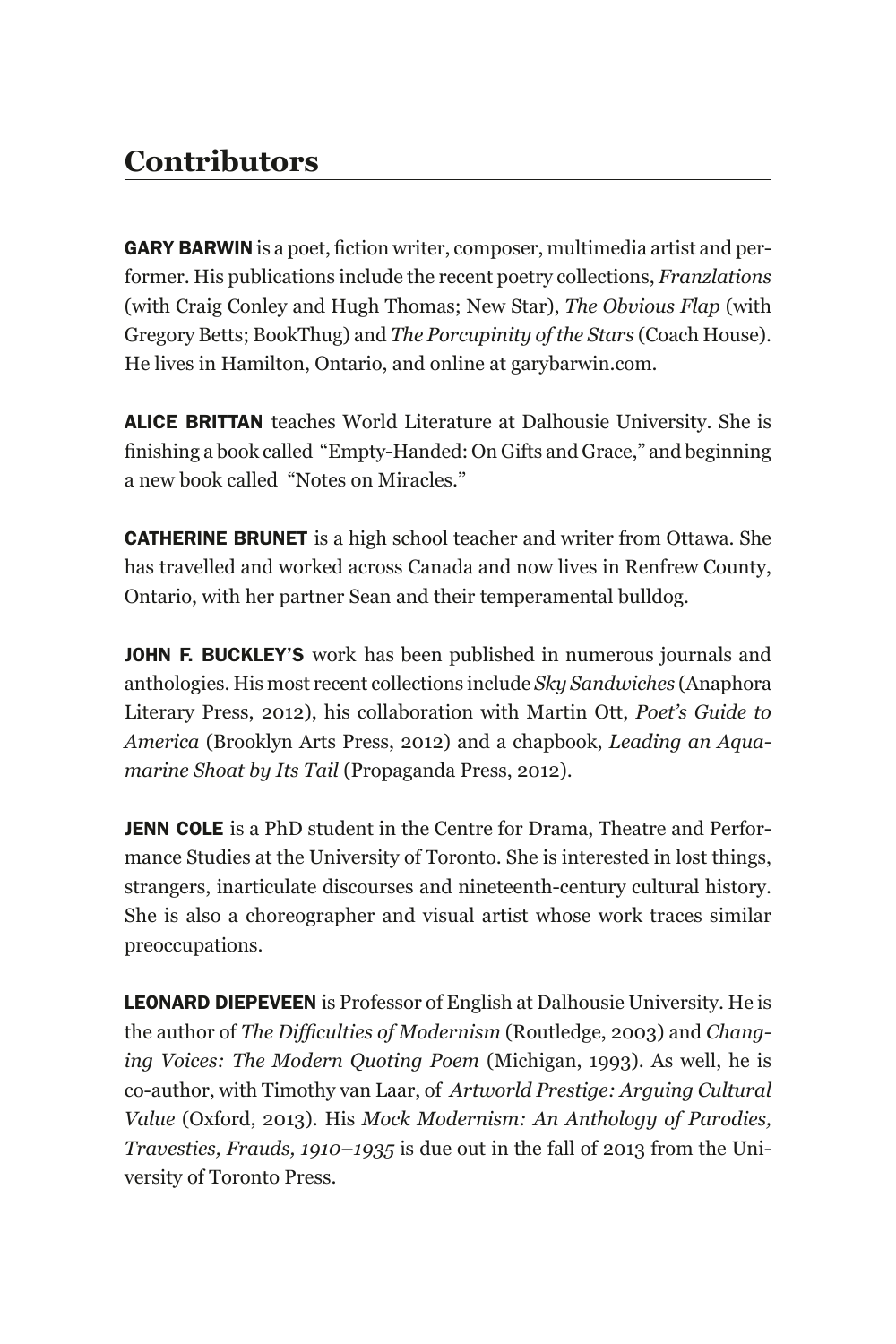## Contributors

**GARY BARWIN** is a poet, fiction writer, composer, multimedia artist and performer. His publications include the recent poetry collections, *Franzlations* (with Craig Conley and Hugh Thomas; New Star), *The Obvious Flap* (with Gregory Betts; BookThug) and *The Porcupinity of the Stars* (Coach House). He lives in Hamilton, Ontario, and online at garybarwin.com.

**ALICE BRITTAN** teaches World Literature at Dalhousie University. She is finishing a book called "Empty-Handed: On Gifts and Grace," and beginning a new book called "Notes on Miracles."

**CATHERINE BRUNET** is a high school teacher and writer from Ottawa. She has travelled and worked across Canada and now lives in Renfrew County, Ontario, with her partner Sean and their temperamental bulldog.

**JOHN F. BUCKLEY'S** work has been published in numerous journals and anthologies. His most recent collections include *Sky Sandwiches* (Anaphora Literary Press, 2012), his collaboration with Martin Ott, *Poet's Guide to America* (Brooklyn Arts Press, 2012) and a chapbook, *Leading an Aquamarine Shoat by Its Tail* (Propaganda Press, 2012).

**JENN COLE** is a PhD student in the Centre for Drama, Theatre and Performance Studies at the University of Toronto. She is interested in lost things, strangers, inarticulate discourses and nineteenth-century cultural history. She is also a choreographer and visual artist whose work traces similar preoccupations.

**LEONARD DIEPEVEEN** is Professor of English at Dalhousie University. He is the author of *The Difficulties of Modernism* (Routledge, 2003) and *Changing Voices: The Modern Quoting Poem* (Michigan, 1993). As well, he is co-author, with Timothy van Laar, of *Artworld Prestige: Arguing Cultural Value* (Oxford, 2013). His *Mock Modernism: An Anthology of Parodies, Travesties, Frauds, 1910–1935* is due out in the fall of 2013 from the University of Toronto Press.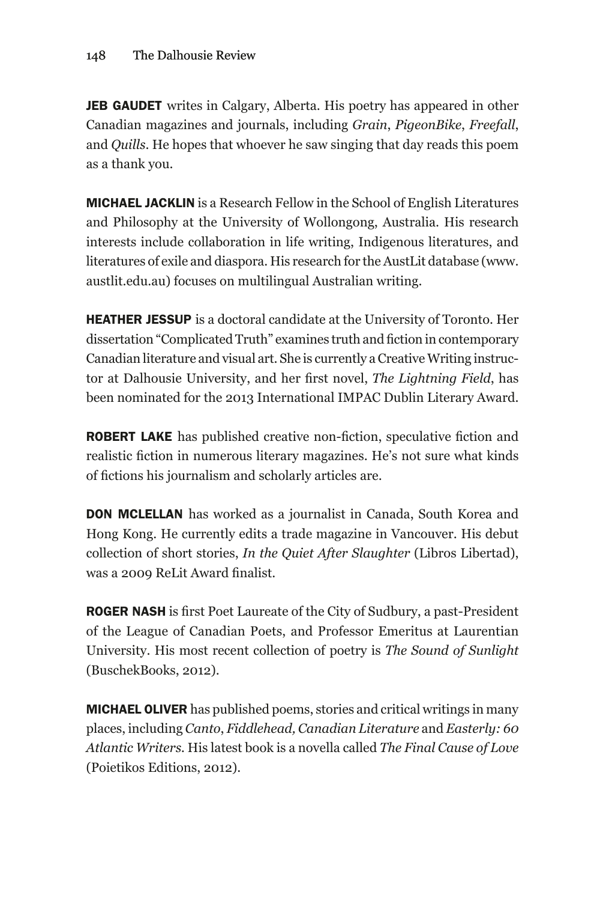**JEB GAUDET** writes in Calgary, Alberta. His poetry has appeared in other Canadian magazines and journals, including *Grain*, *PigeonBike*, *Freefall*, and *Quills*. He hopes that whoever he saw singing that day reads this poem as a thank you.

**MICHAEL JACKLIN** is a Research Fellow in the School of English Literatures and Philosophy at the University of Wollongong, Australia. His research interests include collaboration in life writing, Indigenous literatures, and literatures of exile and diaspora. His research for the AustLit database (www.austlit.edu.au) focuses on multilingual Australian writing.

**HEATHER JESSUP** is a doctoral candidate at the University of Toronto. Her dissertation "Complicated Truth" examines truth and fiction in contemporary Canadian literature and visual art. She is currently a Creative Writing instructor at Dalhousie University, and her first novel, *The Lightning Field*, has been nominated for the 2013 International IMPAC Dublin Literary Award.

**ROBERT LAKE** has published creative non-fiction, speculative fiction and realistic fiction in numerous literary magazines. He's not sure what kinds of fictions his journalism and scholarly articles are.

**DON MCLELLAN** has worked as a journalist in Canada, South Korea and Hong Kong. He currently edits a trade magazine in Vancouver. His debut collection of short stories, *In the Quiet After Slaughter* (Libros Libertad), was a 2009 ReLit Award finalist.

**ROGER NASH** is first Poet Laureate of the City of Sudbury, a past-President of the League of Canadian Poets, and Professor Emeritus at Laurentian University. His most recent collection of poetry is *The Sound of Sunlight* (BuschekBooks, 2012).

**MICHAEL OLIVER** has published poems, stories and critical writings in many places, including *Canto*, *Fiddlehead, Canadian Literature* and *Easterly: 60 Atlantic Writers*. His latest book is a novella called *The Final Cause of Love* (Poietikos Editions, 2012).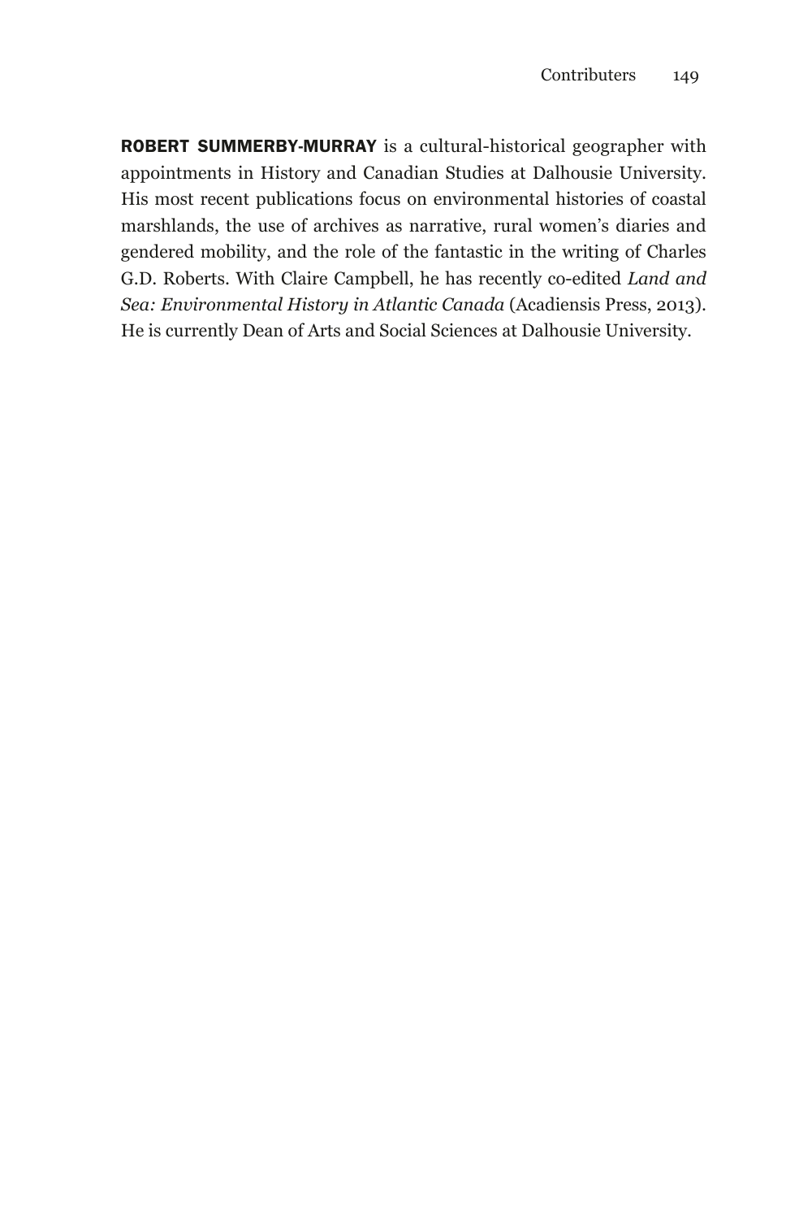**ROBERT SUMMERBY-MURRAY** is a cultural-historical geographer with appointments in History and Canadian Studies at Dalhousie University. His most recent publications focus on environmental histories of coastal marshlands, the use of archives as narrative, rural women's diaries and gendered mobility, and the role of the fantastic in the writing of Charles G.D. Roberts. With Claire Campbell, he has recently co-edited *Land and Sea: Environmental History in Atlantic Canada* (Acadiensis Press, 2013). He is currently Dean of Arts and Social Sciences at Dalhousie University.